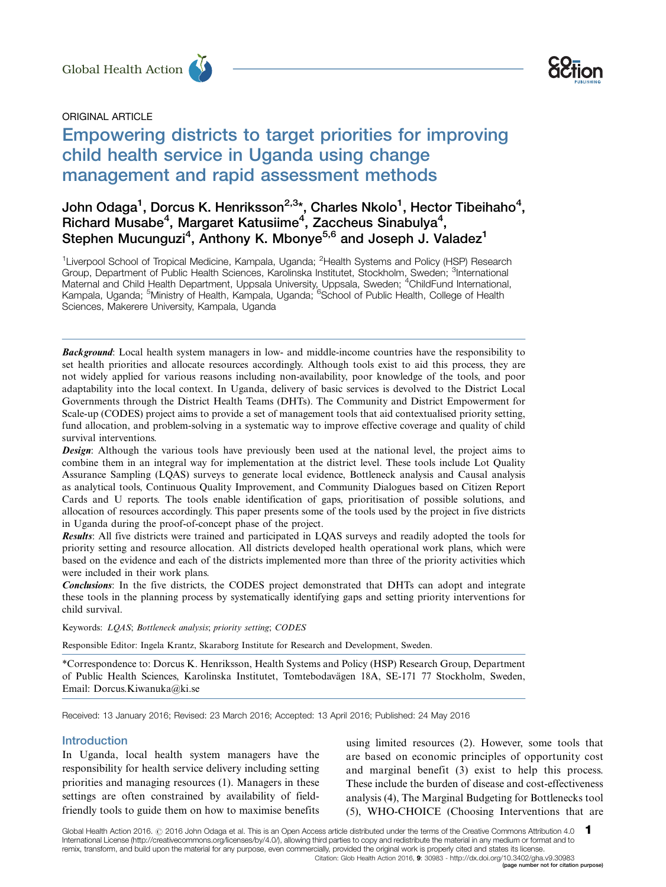ORIGINAL ARTICLE

# Empowering districts to target priorities for improving child health service in Uganda using change management and rapid assessment methods

John Odaga[1], Dorcus K. Henriksson[2,3]*, Charles Nkolo[1], Hector Tibeihaho[4], Richard Musabe[4], Margaret Katusiime[4], Zaccheus Sinabulya[4], Stephen Mucunguzi[4], Anthony K. Mbonye[5,6] and Joseph J. Valadez[1]

[1]Liverpool School of Tropical Medicine, Kampala, Uganda; [2]Health Systems and Policy (HSP) Research Group, Department of Public Health Sciences, Karolinska Institutet, Stockholm, Sweden; [3]International Maternal and Child Health Department, Uppsala University, Uppsala, Sweden; [4]ChildFund International, Kampala, Uganda; [5]Ministry of Health, Kampala, Uganda; [6]School of Public Health, College of Health Sciences, Makerere University, Kampala, Uganda

***Background***: Local health system managers in low- and middle-income countries have the responsibility to set health priorities and allocate resources accordingly. Although tools exist to aid this process, they are not widely applied for various reasons including non-availability, poor knowledge of the tools, and poor adaptability into the local context. In Uganda, delivery of basic services is devolved to the District Local Governments through the District Health Teams (DHTs). The Community and District Empowerment for Scale-up (CODES) project aims to provide a set of management tools that aid contextualised priority setting, fund allocation, and problem-solving in a systematic way to improve effective coverage and quality of child survival interventions.

***Design***: Although the various tools have previously been used at the national level, the project aims to combine them in an integral way for implementation at the district level. These tools include Lot Quality Assurance Sampling (LQAS) surveys to generate local evidence, Bottleneck analysis and Causal analysis as analytical tools, Continuous Quality Improvement, and Community Dialogues based on Citizen Report Cards and U reports. The tools enable identification of gaps, prioritisation of possible solutions, and allocation of resources accordingly. This paper presents some of the tools used by the project in five districts in Uganda during the proof-of-concept phase of the project.

***Results***: All five districts were trained and participated in LQAS surveys and readily adopted the tools for priority setting and resource allocation. All districts developed health operational work plans, which were based on the evidence and each of the districts implemented more than three of the priority activities which were included in their work plans.

***Conclusions***: In the five districts, the CODES project demonstrated that DHTs can adopt and integrate these tools in the planning process by systematically identifying gaps and setting priority interventions for child survival.

Keywords: *LQAS*; *Bottleneck analysis*; *priority setting*; *CODES*

Responsible Editor: Ingela Krantz, Skaraborg Institute for Research and Development, Sweden.

*Correspondence to: Dorcus K. Henriksson, Health Systems and Policy (HSP) Research Group, Department of Public Health Sciences, Karolinska Institutet, Tomtebodavägen 18A, SE-171 77 Stockholm, Sweden, Email: Dorcus.Kiwanuka@ki.se

Received: 13 January 2016; Revised: 23 March 2016; Accepted: 13 April 2016; Published: 24 May 2016

## Introduction

In Uganda, local health system managers have the responsibility for health service delivery including setting priorities and managing resources (1). Managers in these settings are often constrained by availability of field-friendly tools to guide them on how to maximise benefits using limited resources (2). However, some tools that are based on economic principles of opportunity cost and marginal benefit (3) exist to help this process. These include the burden of disease and cost-effectiveness analysis (4), The Marginal Budgeting for Bottlenecks tool (5), WHO-CHOICE (Choosing Interventions that are

Global Health Action 2016. © 2016 John Odaga et al. This is an Open Access article distributed under the terms of the Creative Commons Attribution 4.0 International License (http://creativecommons.org/licenses/by/4.0/), allowing third parties to copy and redistribute the material in any medium or format and to remix, transform, and build upon the material for any purpose, even commercially, provided the original work is properly cited and states its license.

Citation: Glob Health Action 2016, 9: 30983 - http://dx.doi.org/10.3402/gha.v9.30983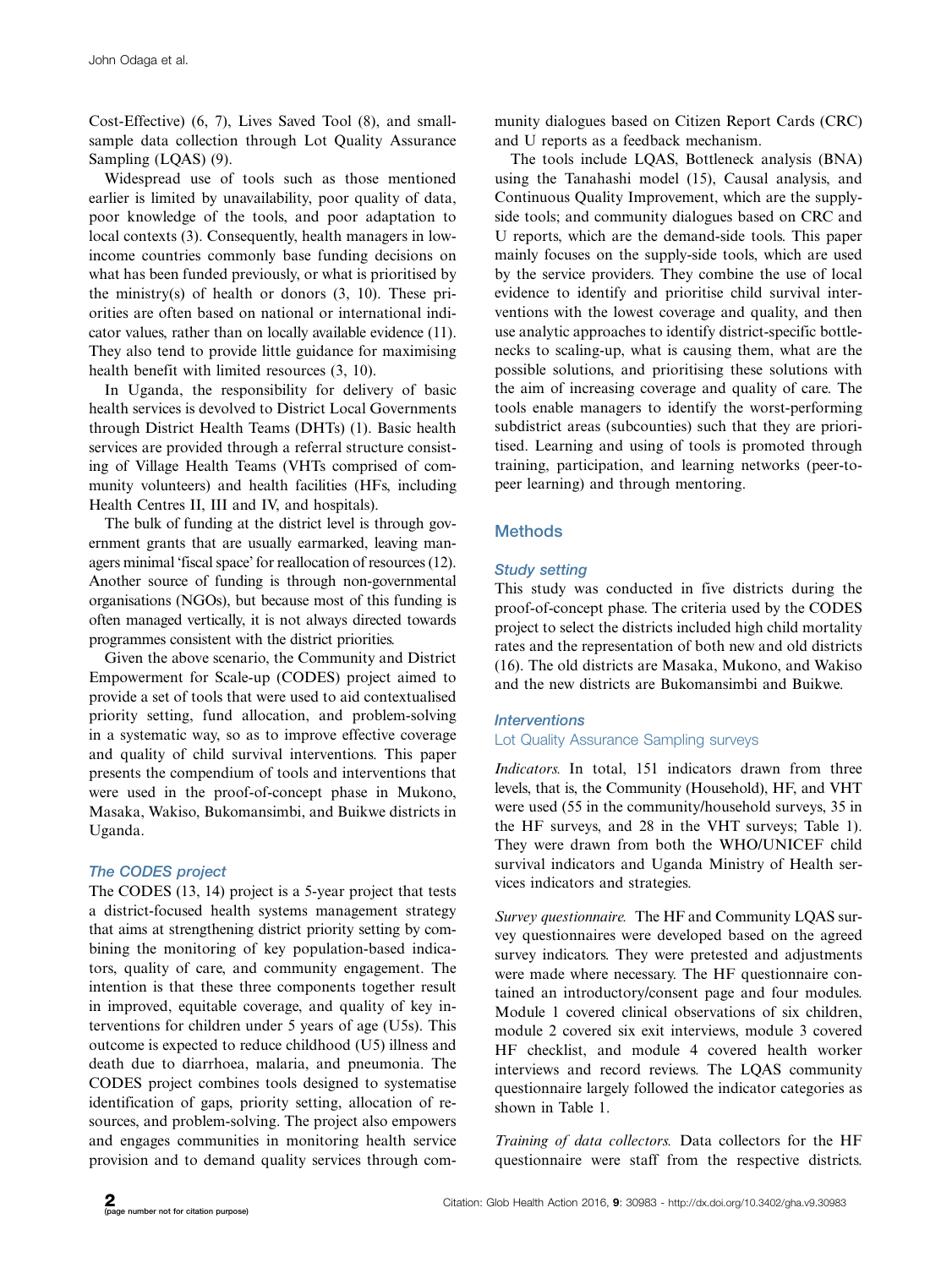Cost-Effective) (6, 7), Lives Saved Tool (8), and small-sample data collection through Lot Quality Assurance Sampling (LQAS) (9).

Widespread use of tools such as those mentioned earlier is limited by unavailability, poor quality of data, poor knowledge of the tools, and poor adaptation to local contexts (3). Consequently, health managers in low-income countries commonly base funding decisions on what has been funded previously, or what is prioritised by the ministry(s) of health or donors (3, 10). These priorities are often based on national or international indicator values, rather than on locally available evidence (11). They also tend to provide little guidance for maximising health benefit with limited resources (3, 10).

In Uganda, the responsibility for delivery of basic health services is devolved to District Local Governments through District Health Teams (DHTs) (1). Basic health services are provided through a referral structure consisting of Village Health Teams (VHTs comprised of community volunteers) and health facilities (HFs, including Health Centres II, III and IV, and hospitals).

The bulk of funding at the district level is through government grants that are usually earmarked, leaving managers minimal 'fiscal space' for reallocation of resources (12). Another source of funding is through non-governmental organisations (NGOs), but because most of this funding is often managed vertically, it is not always directed towards programmes consistent with the district priorities.

Given the above scenario, the Community and District Empowerment for Scale-up (CODES) project aimed to provide a set of tools that were used to aid contextualised priority setting, fund allocation, and problem-solving in a systematic way, so as to improve effective coverage and quality of child survival interventions. This paper presents the compendium of tools and interventions that were used in the proof-of-concept phase in Mukono, Masaka, Wakiso, Bukomansimbi, and Buikwe districts in Uganda.

### The CODES project

The CODES (13, 14) project is a 5-year project that tests a district-focused health systems management strategy that aims at strengthening district priority setting by combining the monitoring of key population-based indicators, quality of care, and community engagement. The intention is that these three components together result in improved, equitable coverage, and quality of key interventions for children under 5 years of age (U5s). This outcome is expected to reduce childhood (U5) illness and death due to diarrhoea, malaria, and pneumonia. The CODES project combines tools designed to systematise identification of gaps, priority setting, allocation of resources, and problem-solving. The project also empowers and engages communities in monitoring health service provision and to demand quality services through community dialogues based on Citizen Report Cards (CRC) and U reports as a feedback mechanism.

The tools include LQAS, Bottleneck analysis (BNA) using the Tanahashi model (15), Causal analysis, and Continuous Quality Improvement, which are the supply-side tools; and community dialogues based on CRC and U reports, which are the demand-side tools. This paper mainly focuses on the supply-side tools, which are used by the service providers. They combine the use of local evidence to identify and prioritise child survival interventions with the lowest coverage and quality, and then use analytic approaches to identify district-specific bottlenecks to scaling-up, what is causing them, what are the possible solutions, and prioritising these solutions with the aim of increasing coverage and quality of care. The tools enable managers to identify the worst-performing subdistrict areas (subcounties) such that they are prioritised. Learning and using of tools is promoted through training, participation, and learning networks (peer-to-peer learning) and through mentoring.

## Methods

### Study setting

This study was conducted in five districts during the proof-of-concept phase. The criteria used by the CODES project to select the districts included high child mortality rates and the representation of both new and old districts (16). The old districts are Masaka, Mukono, and Wakiso and the new districts are Bukomansimbi and Buikwe.

### Interventions

#### Lot Quality Assurance Sampling surveys

*Indicators.* In total, 151 indicators drawn from three levels, that is, the Community (Household), HF, and VHT were used (55 in the community/household surveys, 35 in the HF surveys, and 28 in the VHT surveys; Table 1). They were drawn from both the WHO/UNICEF child survival indicators and Uganda Ministry of Health services indicators and strategies.

*Survey questionnaire.* The HF and Community LQAS survey questionnaires were developed based on the agreed survey indicators. They were pretested and adjustments were made where necessary. The HF questionnaire contained an introductory/consent page and four modules. Module 1 covered clinical observations of six children, module 2 covered six exit interviews, module 3 covered HF checklist, and module 4 covered health worker interviews and record reviews. The LQAS community questionnaire largely followed the indicator categories as shown in Table 1.

*Training of data collectors.* Data collectors for the HF questionnaire were staff from the respective districts.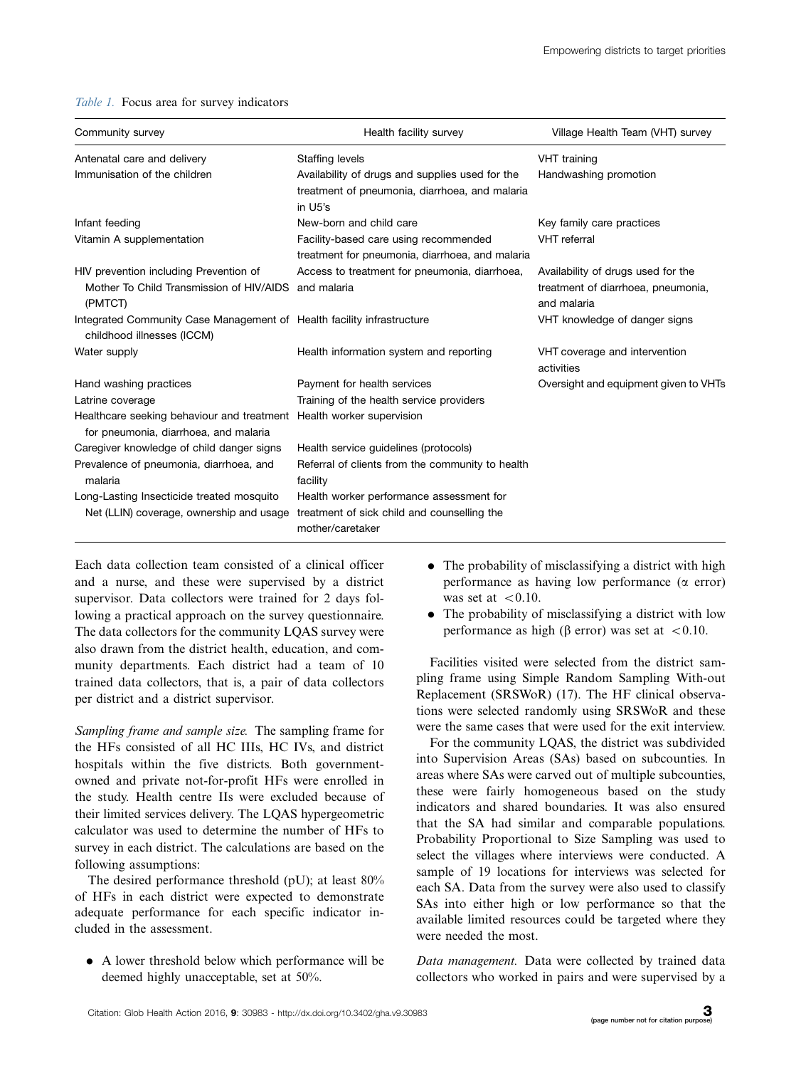*Table 1.* Focus area for survey indicators

| Community survey | Health facility survey | Village Health Team (VHT) survey |
|---|---|---|
| Antenatal care and delivery | Staffing levels | VHT training |
| Immunisation of the children | Availability of drugs and supplies used for the treatment of pneumonia, diarrhoea, and malaria in U5's | Handwashing promotion |
| Infant feeding | New-born and child care | Key family care practices |
| Vitamin A supplementation | Facility-based care using recommended treatment for pneumonia, diarrhoea, and malaria | VHT referral |
| HIV prevention including Prevention of Mother To Child Transmission of HIV/AIDS (PMTCT) | Access to treatment for pneumonia, diarrhoea, and malaria | Availability of drugs used for the treatment of diarrhoea, pneumonia, and malaria |
| Integrated Community Case Management of childhood illnesses (ICCM) | Health facility infrastructure | VHT knowledge of danger signs |
| Water supply | Health information system and reporting | VHT coverage and intervention activities |
| Hand washing practices | Payment for health services | Oversight and equipment given to VHTs |
| Latrine coverage | Training of the health service providers | |
| Healthcare seeking behaviour and treatment for pneumonia, diarrhoea, and malaria | Health worker supervision | |
| Caregiver knowledge of child danger signs | Health service guidelines (protocols) | |
| Prevalence of pneumonia, diarrhoea, and malaria | Referral of clients from the community to health facility | |
| Long-Lasting Insecticide treated mosquito Net (LLIN) coverage, ownership and usage | Health worker performance assessment for treatment of sick child and counselling the mother/caretaker | |

Each data collection team consisted of a clinical officer and a nurse, and these were supervised by a district supervisor. Data collectors were trained for 2 days following a practical approach on the survey questionnaire. The data collectors for the community LQAS survey were also drawn from the district health, education, and community departments. Each district had a team of 10 trained data collectors, that is, a pair of data collectors per district and a district supervisor.

*Sampling frame and sample size.* The sampling frame for the HFs consisted of all HC IIIs, HC IVs, and district hospitals within the five districts. Both government-owned and private not-for-profit HFs were enrolled in the study. Health centre IIs were excluded because of their limited services delivery. The LQAS hypergeometric calculator was used to determine the number of HFs to survey in each district. The calculations are based on the following assumptions:

The desired performance threshold (pU); at least 80% of HFs in each district were expected to demonstrate adequate performance for each specific indicator included in the assessment.

- A lower threshold below which performance will be deemed highly unacceptable, set at 50%.
- The probability of misclassifying a district with high performance as having low performance ($\alpha$ error) was set at $<0.10$.
- The probability of misclassifying a district with low performance as high ($\beta$ error) was set at $<0.10$.

Facilities visited were selected from the district sampling frame using Simple Random Sampling With-out Replacement (SRSWoR) (17). The HF clinical observations were selected randomly using SRSWoR and these were the same cases that were used for the exit interview.

For the community LQAS, the district was subdivided into Supervision Areas (SAs) based on subcounties. In areas where SAs were carved out of multiple subcounties, these were fairly homogeneous based on the study indicators and shared boundaries. It was also ensured that the SA had similar and comparable populations. Probability Proportional to Size Sampling was used to select the villages where interviews were conducted. A sample of 19 locations for interviews was selected for each SA. Data from the survey were also used to classify SAs into either high or low performance so that the available limited resources could be targeted where they were needed the most.

*Data management.* Data were collected by trained data collectors who worked in pairs and were supervised by a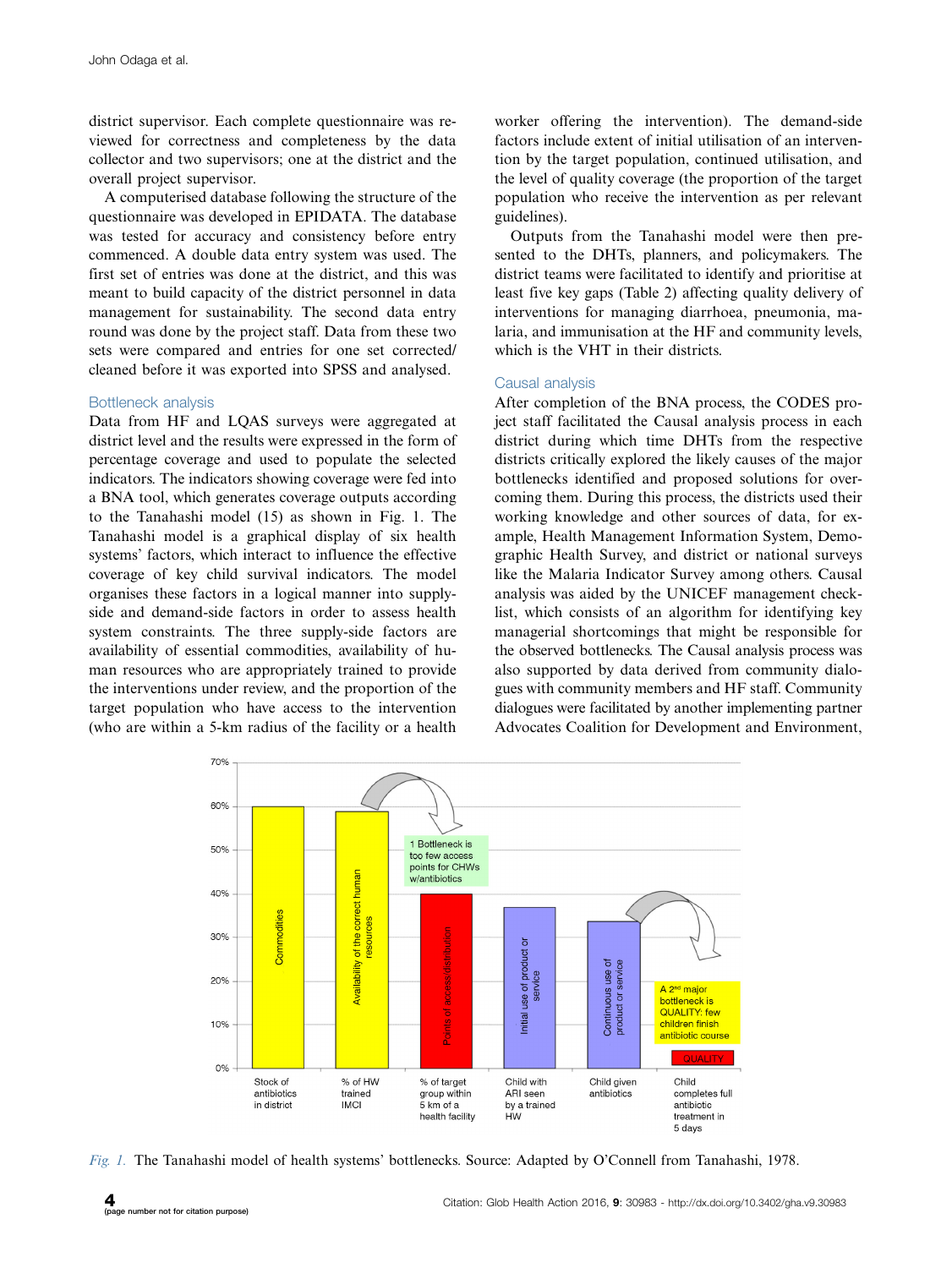district supervisor. Each complete questionnaire was reviewed for correctness and completeness by the data collector and two supervisors; one at the district and the overall project supervisor.

A computerised database following the structure of the questionnaire was developed in EPIDATA. The database was tested for accuracy and consistency before entry commenced. A double data entry system was used. The first set of entries was done at the district, and this was meant to build capacity of the district personnel in data management for sustainability. The second data entry round was done by the project staff. Data from these two sets were compared and entries for one set corrected/cleaned before it was exported into SPSS and analysed.

### Bottleneck analysis

Data from HF and LQAS surveys were aggregated at district level and the results were expressed in the form of percentage coverage and used to populate the selected indicators. The indicators showing coverage were fed into a BNA tool, which generates coverage outputs according to the Tanahashi model (15) as shown in Fig. 1. The Tanahashi model is a graphical display of six health systems' factors, which interact to influence the effective coverage of key child survival indicators. The model organises these factors in a logical manner into supply-side and demand-side factors in order to assess health system constraints. The three supply-side factors are availability of essential commodities, availability of human resources who are appropriately trained to provide the interventions under review, and the proportion of the target population who have access to the intervention (who are within a 5-km radius of the facility or a health worker offering the intervention). The demand-side factors include extent of initial utilisation of an intervention by the target population, continued utilisation, and the level of quality coverage (the proportion of the target population who receive the intervention as per relevant guidelines).

Outputs from the Tanahashi model were then presented to the DHTs, planners, and policymakers. The district teams were facilitated to identify and prioritise at least five key gaps (Table 2) affecting quality delivery of interventions for managing diarrhoea, pneumonia, malaria, and immunisation at the HF and community levels, which is the VHT in their districts.

### Causal analysis

After completion of the BNA process, the CODES project staff facilitated the Causal analysis process in each district during which time DHTs from the respective districts critically explored the likely causes of the major bottlenecks identified and proposed solutions for overcoming them. During this process, the districts used their working knowledge and other sources of data, for example, Health Management Information System, Demographic Health Survey, and district or national surveys like the Malaria Indicator Survey among others. Causal analysis was aided by the UNICEF management checklist, which consists of an algorithm for identifying key managerial shortcomings that might be responsible for the observed bottlenecks. The Causal analysis process was also supported by data derived from community dialogues with community members and HF staff. Community dialogues were facilitated by another implementing partner Advocates Coalition for Development and Environment,

*Fig. 1.* The Tanahashi model of health systems' bottlenecks. Source: Adapted by O'Connell from Tanahashi, 1978.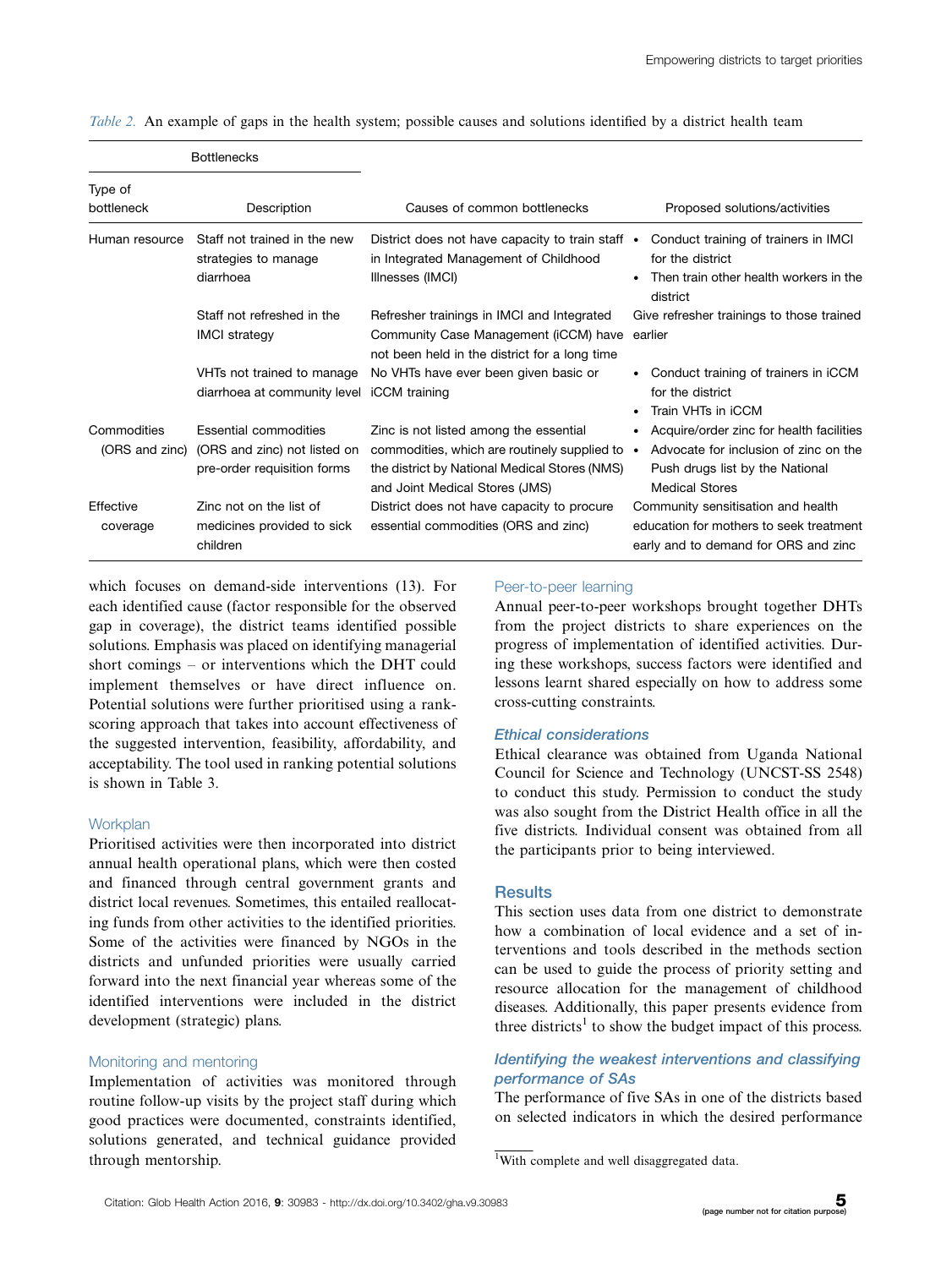*Table 2.* An example of gaps in the health system; possible causes and solutions identified by a district health team

| Bottlenecks | | | |
|---|---|---|---|
| Type of bottleneck | Description | Causes of common bottlenecks | Proposed solutions/activities |
| Human resource | Staff not trained in the new strategies to manage diarrhoea | District does not have capacity to train staff in Integrated Management of Childhood Illnesses (IMCI) | • Conduct training of trainers in IMCI for the district<br>• Then train other health workers in the district |
| | Staff not refreshed in the IMCI strategy | Refresher trainings in IMCI and Integrated Community Case Management (iCCM) have not been held in the district for a long time | Give refresher trainings to those trained earlier |
| | VHTs not trained to manage diarrhoea at community level | No VHTs have ever been given basic or iCCM training | • Conduct training of trainers in iCCM for the district<br>• Train VHTs in iCCM |
| Commodities (ORS and zinc) | Essential commodities (ORS and zinc) not listed on pre-order requisition forms | Zinc is not listed among the essential commodities, which are routinely supplied to the district by National Medical Stores (NMS) and Joint Medical Stores (JMS) | • Acquire/order zinc for health facilities<br>• Advocate for inclusion of zinc on the Push drugs list by the National Medical Stores |
| Effective coverage | Zinc not on the list of medicines provided to sick children | District does not have capacity to procure essential commodities (ORS and zinc) | Community sensitisation and health education for mothers to seek treatment early and to demand for ORS and zinc |

which focuses on demand-side interventions (13). For each identified cause (factor responsible for the observed gap in coverage), the district teams identified possible solutions. Emphasis was placed on identifying managerial short comings – or interventions which the DHT could implement themselves or have direct influence on. Potential solutions were further prioritised using a rank-scoring approach that takes into account effectiveness of the suggested intervention, feasibility, affordability, and acceptability. The tool used in ranking potential solutions is shown in Table 3.

### Workplan

Prioritised activities were then incorporated into district annual health operational plans, which were then costed and financed through central government grants and district local revenues. Sometimes, this entailed reallocating funds from other activities to the identified priorities. Some of the activities were financed by NGOs in the districts and unfunded priorities were usually carried forward into the next financial year whereas some of the identified interventions were included in the district development (strategic) plans.

### Monitoring and mentoring

Implementation of activities was monitored through routine follow-up visits by the project staff during which good practices were documented, constraints identified, solutions generated, and technical guidance provided through mentorship.

### Peer-to-peer learning

Annual peer-to-peer workshops brought together DHTs from the project districts to share experiences on the progress of implementation of identified activities. During these workshops, success factors were identified and lessons learnt shared especially on how to address some cross-cutting constraints.

### *Ethical considerations*

Ethical clearance was obtained from Uganda National Council for Science and Technology (UNCST-SS 2548) to conduct this study. Permission to conduct the study was also sought from the District Health office in all the five districts. Individual consent was obtained from all the participants prior to being interviewed.

## Results

This section uses data from one district to demonstrate how a combination of local evidence and a set of interventions and tools described in the methods section can be used to guide the process of priority setting and resource allocation for the management of childhood diseases. Additionally, this paper presents evidence from three districts[1] to show the budget impact of this process.

### *Identifying the weakest interventions and classifying performance of SAs*

The performance of five SAs in one of the districts based on selected indicators in which the desired performance

[1] With complete and well disaggregated data.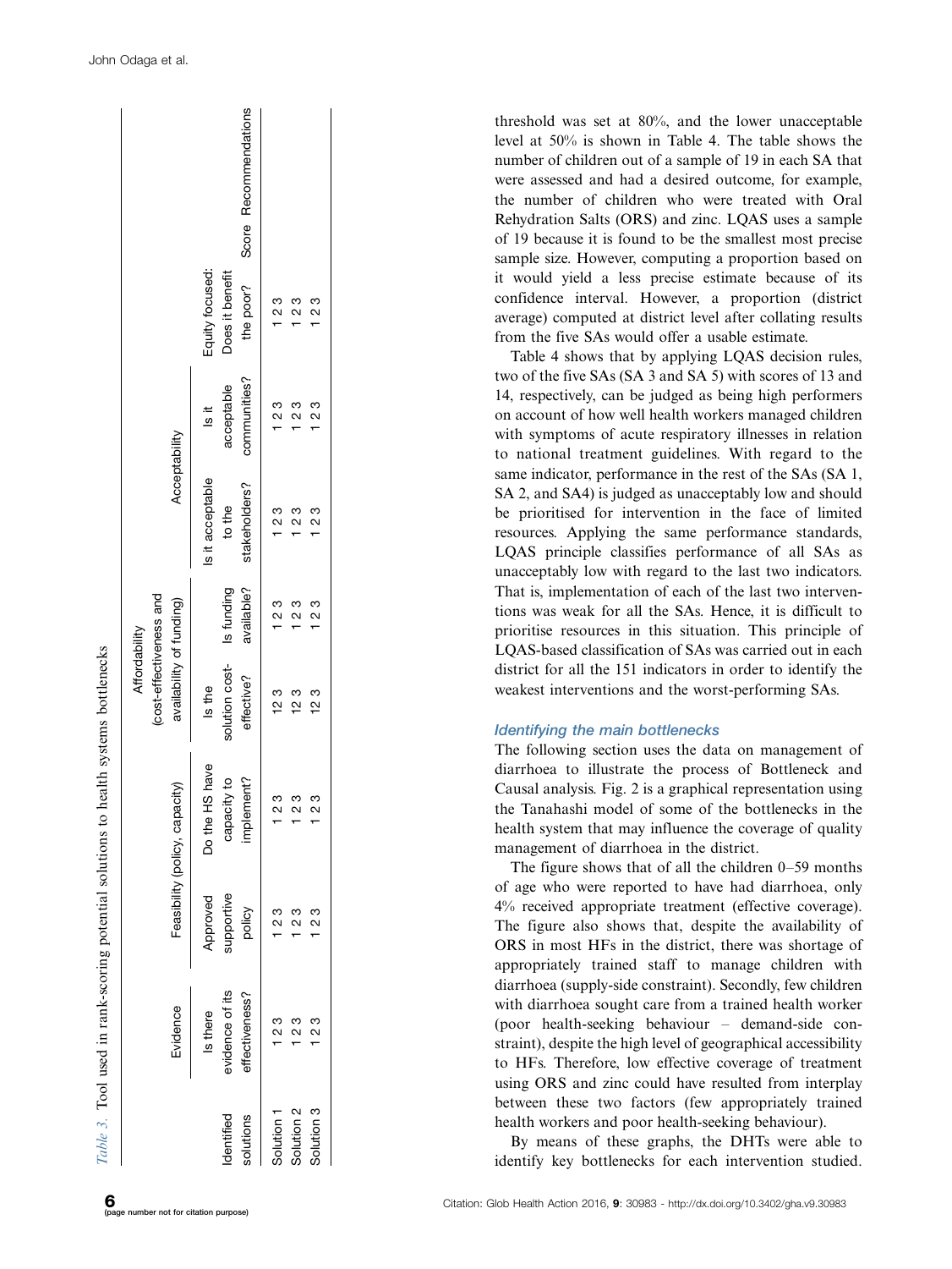*Table 3.* Tool used in rank-scoring potential solutions to health systems bottlenecks

| Identified solutions | Evidence | Feasibility (policy, capacity) | | Affordability (cost-effectiveness and availability of funding) | | Acceptability | | Equity focused: Does it benefit the poor? | Score | Recommendations |
|---|---|---|---|---|---|---|---|---|---|---|
| | Is there evidence of its effectiveness? | Approved supportive policy | Do the HS have capacity to implement? | Is the solution cost-effective? | Is funding available? | Is it acceptable to the stakeholders? | Is it acceptable communities? | | | |
| Solution 1 | 1 2 3 | 1 2 3 | 1 2 3 | 12 3 | 1 2 3 | 1 2 3 | 1 2 3 | 1 2 3 | | |
| Solution 2 | 1 2 3 | 1 2 3 | 1 2 3 | 12 3 | 1 2 3 | 1 2 3 | 1 2 3 | 1 2 3 | | |
| Solution 3 | 1 2 3 | 1 2 3 | 1 2 3 | 12 3 | 1 2 3 | 1 2 3 | 1 2 3 | 1 2 3 | | |

threshold was set at 80%, and the lower unacceptable level at 50% is shown in Table 4. The table shows the number of children out of a sample of 19 in each SA that were assessed and had a desired outcome, for example, the number of children who were treated with Oral Rehydration Salts (ORS) and zinc. LQAS uses a sample of 19 because it is found to be the smallest most precise sample size. However, computing a proportion based on it would yield a less precise estimate because of its confidence interval. However, a proportion (district average) computed at district level after collating results from the five SAs would offer a usable estimate.

Table 4 shows that by applying LQAS decision rules, two of the five SAs (SA 3 and SA 5) with scores of 13 and 14, respectively, can be judged as being high performers on account of how well health workers managed children with symptoms of acute respiratory illnesses in relation to national treatment guidelines. With regard to the same indicator, performance in the rest of the SAs (SA 1, SA 2, and SA4) is judged as unacceptably low and should be prioritised for intervention in the face of limited resources. Applying the same performance standards, LQAS principle classifies performance of all SAs as unacceptably low with regard to the last two indicators. That is, implementation of each of the last two interventions was weak for all the SAs. Hence, it is difficult to prioritise resources in this situation. This principle of LQAS-based classification of SAs was carried out in each district for all the 151 indicators in order to identify the weakest interventions and the worst-performing SAs.

### *Identifying the main bottlenecks*

The following section uses the data on management of diarrhoea to illustrate the process of Bottleneck and Causal analysis. Fig. 2 is a graphical representation using the Tanahashi model of some of the bottlenecks in the health system that may influence the coverage of quality management of diarrhoea in the district.

The figure shows that of all the children 0–59 months of age who were reported to have had diarrhoea, only 4% received appropriate treatment (effective coverage). The figure also shows that, despite the availability of ORS in most HFs in the district, there was shortage of appropriately trained staff to manage children with diarrhoea (supply-side constraint). Secondly, few children with diarrhoea sought care from a trained health worker (poor health-seeking behaviour – demand-side constraint), despite the high level of geographical accessibility to HFs. Therefore, low effective coverage of treatment using ORS and zinc could have resulted from interplay between these two factors (few appropriately trained health workers and poor health-seeking behaviour).

By means of these graphs, the DHTs were able to identify key bottlenecks for each intervention studied.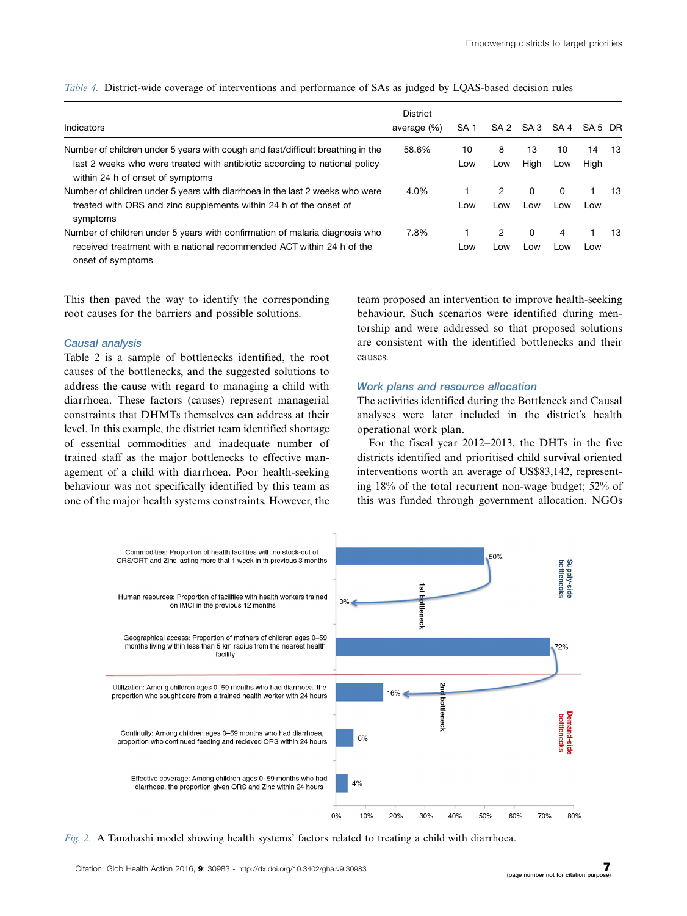*Table 4.* District-wide coverage of interventions and performance of SAs as judged by LQAS-based decision rules

| Indicators | District average (%) | SA 1 | SA 2 | SA 3 | SA 4 | SA 5 | DR |
|---|---|---|---|---|---|---|---|
| Number of children under 5 years with cough and fast/difficult breathing in the last 2 weeks who were treated with antibiotic according to national policy within 24 h of onset of symptoms | 58.6% | 10 Low | 8 Low | 13 High | 10 Low | 14 High | 13 |
| Number of children under 5 years with diarrhoea in the last 2 weeks who were treated with ORS and zinc supplements within 24 h of the onset of symptoms | 4.0% | 1 Low | 2 Low | 0 Low | 0 Low | 1 Low | 13 |
| Number of children under 5 years with confirmation of malaria diagnosis who received treatment with a national recommended ACT within 24 h of the onset of symptoms | 7.8% | 1 Low | 2 Low | 0 Low | 4 Low | 1 Low | 13 |

This then paved the way to identify the corresponding root causes for the barriers and possible solutions.

### Causal analysis

Table 2 is a sample of bottlenecks identified, the root causes of the bottlenecks, and the suggested solutions to address the cause with regard to managing a child with diarrhoea. These factors (causes) represent managerial constraints that DHMTs themselves can address at their level. In this example, the district team identified shortage of essential commodities and inadequate number of trained staff as the major bottlenecks to effective management of a child with diarrhoea. Poor health-seeking behaviour was not specifically identified by this team as one of the major health systems constraints. However, the team proposed an intervention to improve health-seeking behaviour. Such scenarios were identified during mentorship and were addressed so that proposed solutions are consistent with the identified bottlenecks and their causes.

### Work plans and resource allocation

The activities identified during the Bottleneck and Causal analyses were later included in the district's health operational work plan.

For the fiscal year 2012–2013, the DHTs in the five districts identified and prioritised child survival oriented interventions worth an average of US$83,142, representing 18% of the total recurrent non-wage budget; 52% of this was funded through government allocation. NGOs

*Fig. 2.* A Tanahashi model showing health systems' factors related to treating a child with diarrhoea.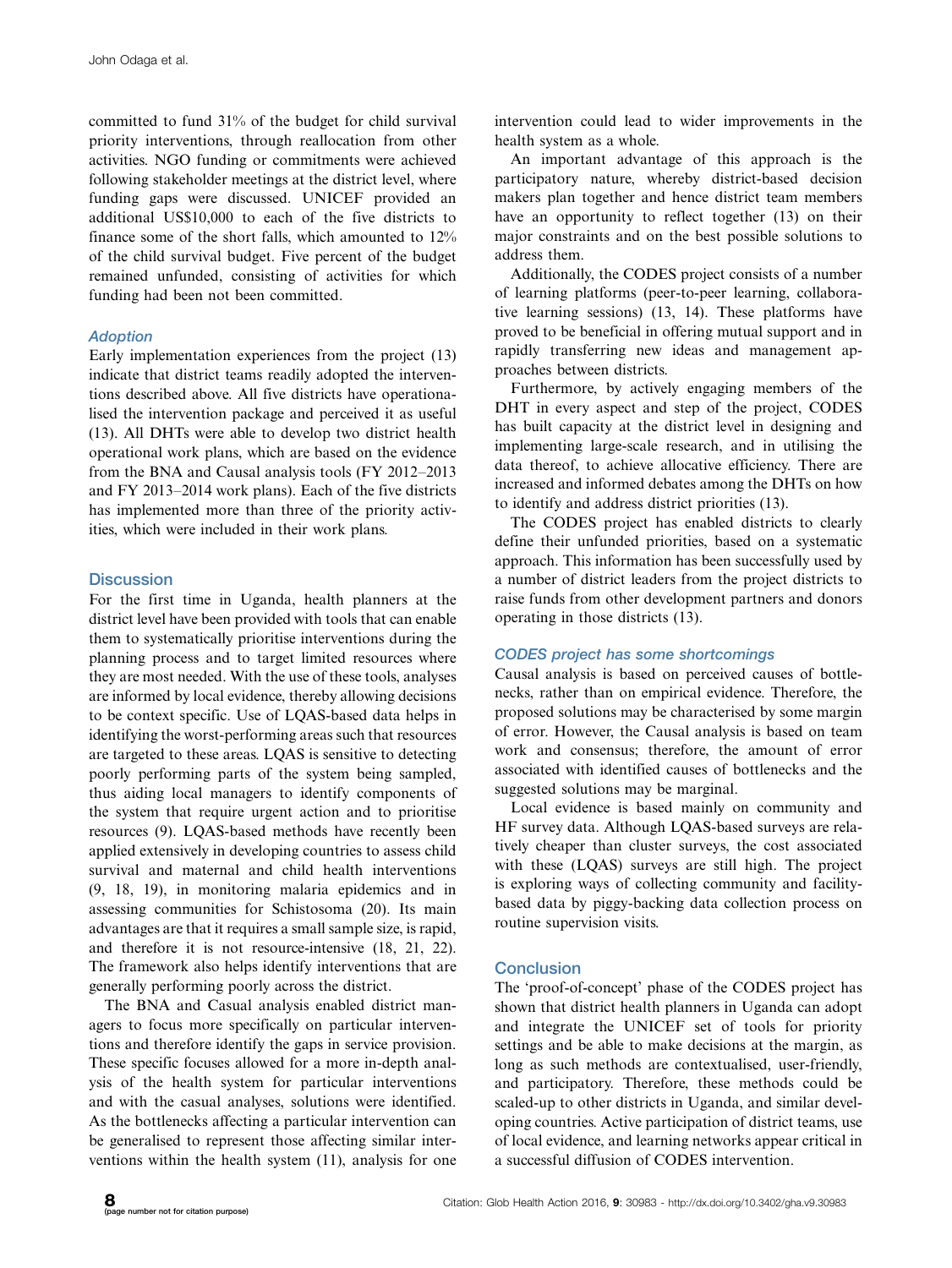committed to fund 31% of the budget for child survival priority interventions, through reallocation from other activities. NGO funding or commitments were achieved following stakeholder meetings at the district level, where funding gaps were discussed. UNICEF provided an additional US$10,000 to each of the five districts to finance some of the short falls, which amounted to 12% of the child survival budget. Five percent of the budget remained unfunded, consisting of activities for which funding had been not been committed.

### Adoption

Early implementation experiences from the project (13) indicate that district teams readily adopted the interventions described above. All five districts have operationalised the intervention package and perceived it as useful (13). All DHTs were able to develop two district health operational work plans, which are based on the evidence from the BNA and Causal analysis tools (FY 2012–2013 and FY 2013–2014 work plans). Each of the five districts has implemented more than three of the priority activities, which were included in their work plans.

## Discussion

For the first time in Uganda, health planners at the district level have been provided with tools that can enable them to systematically prioritise interventions during the planning process and to target limited resources where they are most needed. With the use of these tools, analyses are informed by local evidence, thereby allowing decisions to be context specific. Use of LQAS-based data helps in identifying the worst-performing areas such that resources are targeted to these areas. LQAS is sensitive to detecting poorly performing parts of the system being sampled, thus aiding local managers to identify components of the system that require urgent action and to prioritise resources (9). LQAS-based methods have recently been applied extensively in developing countries to assess child survival and maternal and child health interventions (9, 18, 19), in monitoring malaria epidemics and in assessing communities for Schistosoma (20). Its main advantages are that it requires a small sample size, is rapid, and therefore it is not resource-intensive (18, 21, 22). The framework also helps identify interventions that are generally performing poorly across the district.

The BNA and Casual analysis enabled district managers to focus more specifically on particular interventions and therefore identify the gaps in service provision. These specific focuses allowed for a more in-depth analysis of the health system for particular interventions and with the casual analyses, solutions were identified. As the bottlenecks affecting a particular intervention can be generalised to represent those affecting similar interventions within the health system (11), analysis for one intervention could lead to wider improvements in the health system as a whole.

An important advantage of this approach is the participatory nature, whereby district-based decision makers plan together and hence district team members have an opportunity to reflect together (13) on their major constraints and on the best possible solutions to address them.

Additionally, the CODES project consists of a number of learning platforms (peer-to-peer learning, collaborative learning sessions) (13, 14). These platforms have proved to be beneficial in offering mutual support and in rapidly transferring new ideas and management approaches between districts.

Furthermore, by actively engaging members of the DHT in every aspect and step of the project, CODES has built capacity at the district level in designing and implementing large-scale research, and in utilising the data thereof, to achieve allocative efficiency. There are increased and informed debates among the DHTs on how to identify and address district priorities (13).

The CODES project has enabled districts to clearly define their unfunded priorities, based on a systematic approach. This information has been successfully used by a number of district leaders from the project districts to raise funds from other development partners and donors operating in those districts (13).

### CODES project has some shortcomings

Causal analysis is based on perceived causes of bottlenecks, rather than on empirical evidence. Therefore, the proposed solutions may be characterised by some margin of error. However, the Causal analysis is based on team work and consensus; therefore, the amount of error associated with identified causes of bottlenecks and the suggested solutions may be marginal.

Local evidence is based mainly on community and HF survey data. Although LQAS-based surveys are relatively cheaper than cluster surveys, the cost associated with these (LQAS) surveys are still high. The project is exploring ways of collecting community and facility-based data by piggy-backing data collection process on routine supervision visits.

## Conclusion

The 'proof-of-concept' phase of the CODES project has shown that district health planners in Uganda can adopt and integrate the UNICEF set of tools for priority settings and be able to make decisions at the margin, as long as such methods are contextualised, user-friendly, and participatory. Therefore, these methods could be scaled-up to other districts in Uganda, and similar developing countries. Active participation of district teams, use of local evidence, and learning networks appear critical in a successful diffusion of CODES intervention.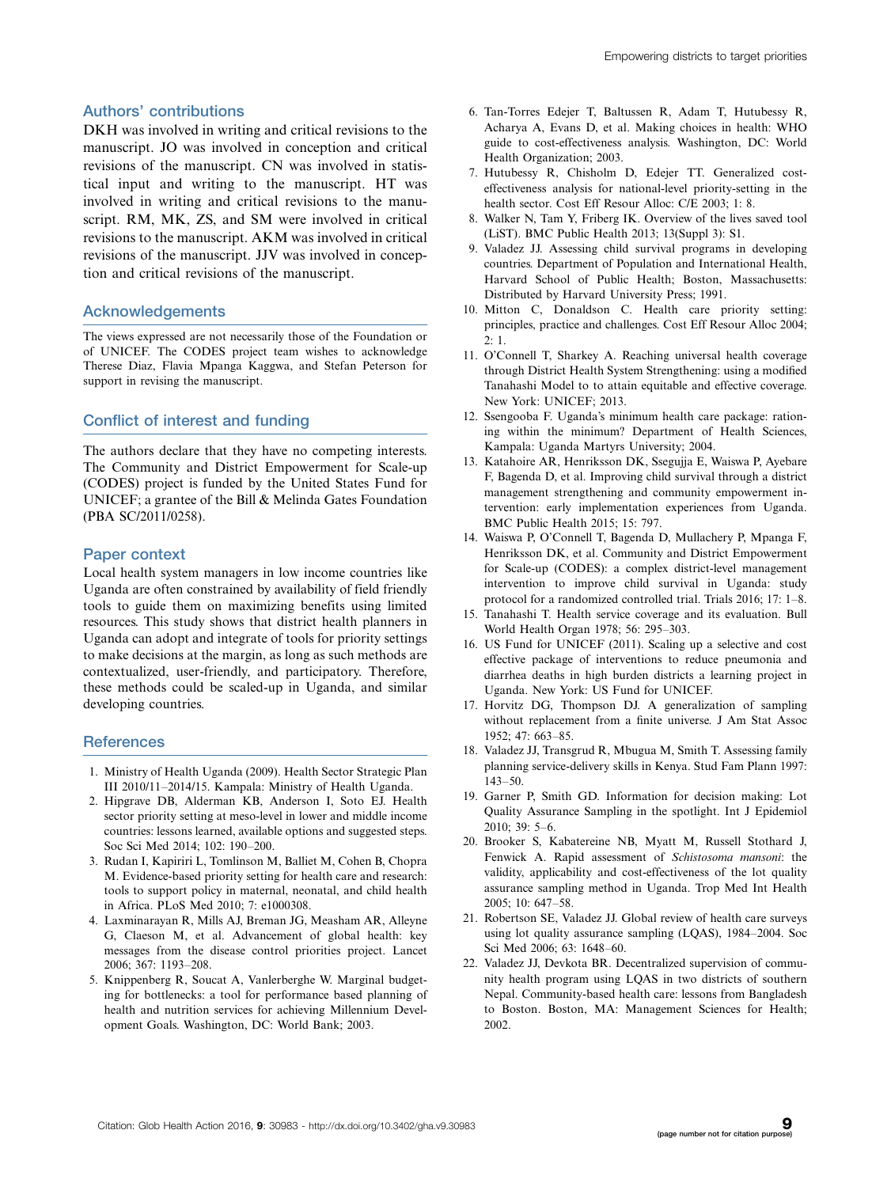## Authors' contributions

DKH was involved in writing and critical revisions to the manuscript. JO was involved in conception and critical revisions of the manuscript. CN was involved in statistical input and writing to the manuscript. HT was involved in writing and critical revisions to the manuscript. RM, MK, ZS, and SM were involved in critical revisions to the manuscript. AKM was involved in critical revisions of the manuscript. JJV was involved in conception and critical revisions of the manuscript.

## Acknowledgements

The views expressed are not necessarily those of the Foundation or of UNICEF. The CODES project team wishes to acknowledge Therese Diaz, Flavia Mpanga Kaggwa, and Stefan Peterson for support in revising the manuscript.

## Conflict of interest and funding

The authors declare that they have no competing interests. The Community and District Empowerment for Scale-up (CODES) project is funded by the United States Fund for UNICEF; a grantee of the Bill & Melinda Gates Foundation (PBA SC/2011/0258).

## Paper context

Local health system managers in low income countries like Uganda are often constrained by availability of field friendly tools to guide them on maximizing benefits using limited resources. This study shows that district health planners in Uganda can adopt and integrate of tools for priority settings to make decisions at the margin, as long as such methods are contextualized, user-friendly, and participatory. Therefore, these methods could be scaled-up in Uganda, and similar developing countries.

## References

1. Ministry of Health Uganda (2009). Health Sector Strategic Plan III 2010/11–2014/15. Kampala: Ministry of Health Uganda.
2. Hipgrave DB, Alderman KB, Anderson I, Soto EJ. Health sector priority setting at meso-level in lower and middle income countries: lessons learned, available options and suggested steps. Soc Sci Med 2014; 102: 190–200.
3. Rudan I, Kapiriri L, Tomlinson M, Balliet M, Cohen B, Chopra M. Evidence-based priority setting for health care and research: tools to support policy in maternal, neonatal, and child health in Africa. PLoS Med 2010; 7: e1000308.
4. Laxminarayan R, Mills AJ, Breman JG, Measham AR, Alleyne G, Claeson M, et al. Advancement of global health: key messages from the disease control priorities project. Lancet 2006; 367: 1193–208.
5. Knippenberg R, Soucat A, Vanlerberghe W. Marginal budgeting for bottlenecks: a tool for performance based planning of health and nutrition services for achieving Millennium Development Goals. Washington, DC: World Bank; 2003.
6. Tan-Torres Edejer T, Baltussen R, Adam T, Hutubessy R, Acharya A, Evans D, et al. Making choices in health: WHO guide to cost-effectiveness analysis. Washington, DC: World Health Organization; 2003.
7. Hutubessy R, Chisholm D, Edejer TT. Generalized cost-effectiveness analysis for national-level priority-setting in the health sector. Cost Eff Resour Alloc: C/E 2003; 1: 8.
8. Walker N, Tam Y, Friberg IK. Overview of the lives saved tool (LiST). BMC Public Health 2013; 13(Suppl 3): S1.
9. Valadez JJ. Assessing child survival programs in developing countries. Department of Population and International Health, Harvard School of Public Health; Boston, Massachusetts: Distributed by Harvard University Press; 1991.
10. Mitton C, Donaldson C. Health care priority setting: principles, practice and challenges. Cost Eff Resour Alloc 2004; 2: 1.
11. O'Connell T, Sharkey A. Reaching universal health coverage through District Health System Strengthening: using a modified Tanahashi Model to to attain equitable and effective coverage. New York: UNICEF; 2013.
12. Ssengooba F. Uganda's minimum health care package: rationing within the minimum? Department of Health Sciences, Kampala: Uganda Martyrs University; 2004.
13. Katahoire AR, Henriksson DK, Ssegujja E, Waiswa P, Ayebare F, Bagenda D, et al. Improving child survival through a district management strengthening and community empowerment intervention: early implementation experiences from Uganda. BMC Public Health 2015; 15: 797.
14. Waiswa P, O'Connell T, Bagenda D, Mullachery P, Mpanga F, Henriksson DK, et al. Community and District Empowerment for Scale-up (CODES): a complex district-level management intervention to improve child survival in Uganda: study protocol for a randomized controlled trial. Trials 2016; 17: 1–8.
15. Tanahashi T. Health service coverage and its evaluation. Bull World Health Organ 1978; 56: 295–303.
16. US Fund for UNICEF (2011). Scaling up a selective and cost effective package of interventions to reduce pneumonia and diarrhea deaths in high burden districts a learning project in Uganda. New York: US Fund for UNICEF.
17. Horvitz DG, Thompson DJ. A generalization of sampling without replacement from a finite universe. J Am Stat Assoc 1952; 47: 663–85.
18. Valadez JJ, Transgrud R, Mbugua M, Smith T. Assessing family planning service-delivery skills in Kenya. Stud Fam Plann 1997: 143–50.
19. Garner P, Smith GD. Information for decision making: Lot Quality Assurance Sampling in the spotlight. Int J Epidemiol 2010; 39: 5–6.
20. Brooker S, Kabatereine NB, Myatt M, Russell Stothard J, Fenwick A. Rapid assessment of *Schistosoma mansoni*: the validity, applicability and cost-effectiveness of the lot quality assurance sampling method in Uganda. Trop Med Int Health 2005; 10: 647–58.
21. Robertson SE, Valadez JJ. Global review of health care surveys using lot quality assurance sampling (LQAS), 1984–2004. Soc Sci Med 2006; 63: 1648–60.
22. Valadez JJ, Devkota BR. Decentralized supervision of community health program using LQAS in two districts of southern Nepal. Community-based health care: lessons from Bangladesh to Boston. Boston, MA: Management Sciences for Health; 2002.